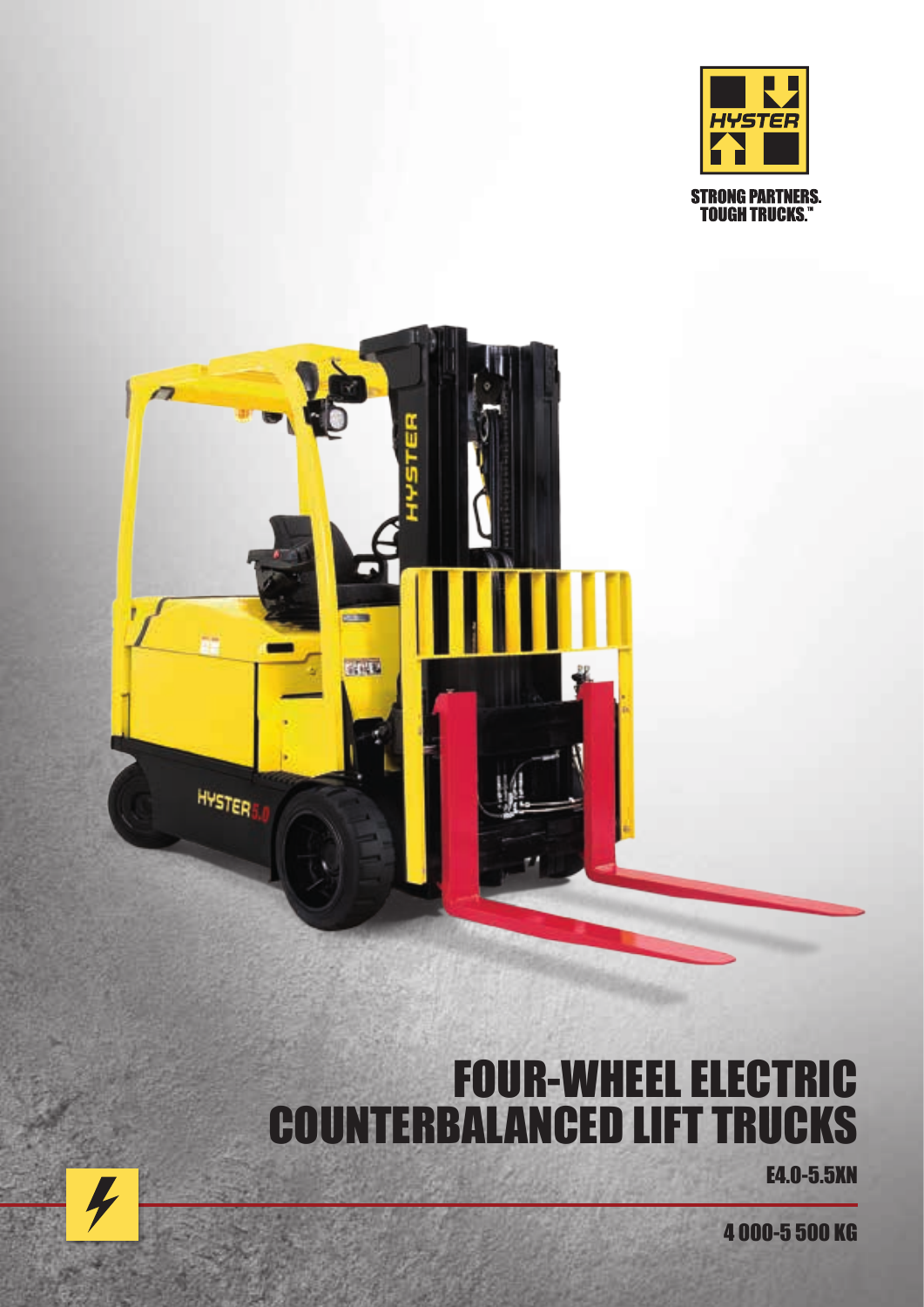STRONG PARTNERS. TOUGH TRUCKS.™

# FOUR-WHEEL ELECTRIC COUNTERBALANCED LIFT TRUCKS

E4.0-5.5XN

4 000-5 500 KG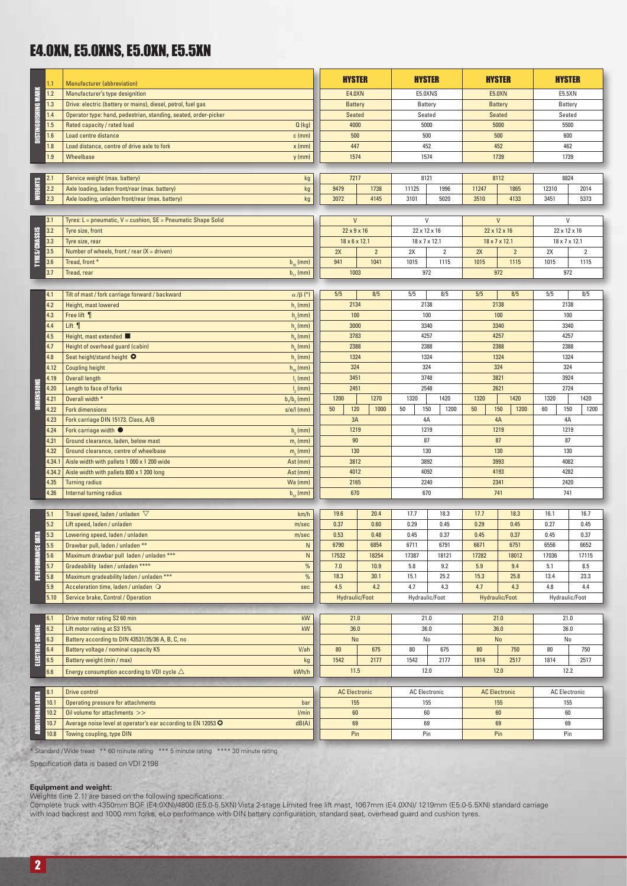# E4.0XN, E5.0XNS, E5.0XN, E5.5XN

| Section | No. | Description | Unit | E4.0XN | | | E5.0XNS | | | E5.0XN | | | E5.5XN | | |
|---|---|---|---|---|---|---|---|---|---|---|---|---|---|---|---|
| DISTINGUISHING MARK | 1.1 | Manufacturer (abbreviation) | | HYSTER | | | HYSTER | | | HYSTER | | | HYSTER | | |
| | 1.2 | Manufacturer's type designition | | E4.0XN | | | E5.0XNS | | | E5.0XN | | | E5.5XN | | |
| | 1.3 | Drive: electric (battery or mains), diesel, petrol, fuel gas | | Battery | | | Battery | | | Battery | | | Battery | | |
| | 1.4 | Operator type: hand, pedestrian, standing, seated, order-picker | | Seated | | | Seated | | | Seated | | | Seated | | |
| | 1.5 | Rated capacity / rated load | Q (kg) | 4000 | | | 5000 | | | 5000 | | | 5500 | | |
| | 1.6 | Load centre distance | c (mm) | 500 | | | 500 | | | 500 | | | 600 | | |
| | 1.8 | Load distance, centre of drive axle to fork | x (mm) | 447 | | | 452 | | | 452 | | | 462 | | |
| | 1.9 | Wheelbase | y (mm) | 1574 | | | 1574 | | | 1739 | | | 1739 | | |
| WEIGHTS | 2.1 | Service weight (max. battery) | kg | 7217 | | | 8121 | | | 8112 | | | 8824 | | |
| | 2.2 | Axle loading, laden front/rear (max. battery) | kg | 9479 | 1738 | | 11125 | 1996 | | 11247 | 1865 | | 12310 | 2014 | |
| | 2.3 | Axle loading, unladen front/rear (max. battery) | kg | 3072 | 4145 | | 3101 | 5020 | | 3510 | 4133 | | 3451 | 5373 | |
| TYRES/CHASSIS | 3.1 | Tyres: L = pneumatic, V = cushion, SE = Pneumatic Shape Solid | | V | | | V | | | V | | | V | | |
| | 3.2 | Tyre size, front | | 22 x 9 x 16 | | | 22 x 12 x 16 | | | 22 x 12 x 16 | | | 22 x 12 x 16 | | |
| | 3.3 | Tyre size, rear | | 18 x 6 x 12.1 | | | 18 x 7 x 12.1 | | | 18 x 7 x 12.1 | | | 18 x 7 x 12.1 | | |
| | 3.5 | Number of wheels, front / rear (X = driven) | | 2X | 2 | | 2X | 2 | | 2X | 2 | | 2X | 2 | |
| | 3.6 | Tread, front * | $b_{10}$ (mm) | 941 | 1041 | | 1015 | 1115 | | 1015 | 1115 | | 1015 | 1115 | |
| | 3.7 | Tread, rear | $b_{11}$ (mm) | 1003 | | | 972 | | | 972 | | | 972 | | |
| DIMENSIONS | 4.1 | Tilt of mast / fork carriage forward / backward | α/β (°) | 5/5 | 8/5 | | 5/5 | 8/5 | | 5/5 | 8/5 | | 5/5 | 8/5 | |
| | 4.2 | Height, mast lowered | $h_1$ (mm) | 2134 | | | 2138 | | | 2138 | | | 2138 | | |
| | 4.3 | Free lift ¶ | $h_2$ (mm) | 100 | | | 100 | | | 100 | | | 100 | | |
| | 4.4 | Lift ¶ | $h_3$ (mm) | 3000 | | | 3340 | | | 3340 | | | 3340 | | |
| | 4.5 | Height, mast extended ■ | $h_4$ (mm) | 3783 | | | 4257 | | | 4257 | | | 4257 | | |
| | 4.7 | Height of overhead guard (cabin) | $h_6$ (mm) | 2388 | | | 2388 | | | 2388 | | | 2388 | | |
| | 4.8 | Seat height/stand height ✪ | $h_7$ (mm) | 1324 | | | 1324 | | | 1324 | | | 1324 | | |
| | 4.12 | Coupling height | $h_{10}$ (mm) | 324 | | | 324 | | | 324 | | | 324 | | |
| | 4.19 | Overall length | $l_1$ (mm) | 3451 | | | 3748 | | | 3821 | | | 3924 | | |
| | 4.20 | Length to face of forks | $l_2$ (mm) | 2451 | | | 2548 | | | 2621 | | | 2724 | | |
| | 4.21 | Overall width * | $b_1/b_2$ (mm) | 1200 | 1270 | | 1320 | 1420 | | 1320 | 1420 | | 1320 | 1420 | |
| | 4.22 | Fork dimensions | s/e/l (mm) | 50 | 120 | 1000 | 50 | 150 | 1200 | 50 | 150 | 1200 | 60 | 150 | 1200 |
| | 4.23 | Fork carriage DIN 15173. Class, A/B | | 3A | | | 4A | | | 4A | | | 4A | | |
| | 4.24 | Fork carriage width ● | $b_3$ (mm) | 1219 | | | 1219 | | | 1219 | | | 1219 | | |
| | 4.31 | Ground clearance, laden, below mast | $m_1$ (mm) | 90 | | | 87 | | | 87 | | | 87 | | |
| | 4.32 | Ground clearance, centre of wheelbase | $m_2$ (mm) | 130 | | | 130 | | | 130 | | | 130 | | |
| | 4.34.1 | Aisle width with pallets 1 000 x 1 200 wide | Ast (mm) | 3812 | | | 3892 | | | 3993 | | | 4082 | | |
| | 4.34.2 | Aisle width with pallets 800 x 1 200 long | Ast (mm) | 4012 | | | 4092 | | | 4193 | | | 4282 | | |
| | 4.35 | Turning radius | Wa (mm) | 2165 | | | 2240 | | | 2341 | | | 2420 | | |
| | 4.36 | Internal turning radius | $b_{13}$ (mm) | 670 | | | 670 | | | 741 | | | 741 | | |
| PERFORMANCE DATA | 5.1 | Travel speed, laden / unladen ▽ | km/h | 19.6 | 20.4 | | 17.7 | 18.3 | | 17.7 | 18.3 | | 16.1 | 16.7 | |
| | 5.2 | Lift speed, laden / unladen | m/sec | 0.37 | 0.60 | | 0.29 | 0.45 | | 0.29 | 0.45 | | 0.27 | 0.45 | |
| | 5.3 | Lowering speed, laden / unladen | m/sec | 0.53 | 0.48 | | 0.45 | 0.37 | | 0.45 | 0.37 | | 0.45 | 0.37 | |
| | 5.5 | Drawbar pull, laden / unladen ** | N | 6790 | 6854 | | 6711 | 6791 | | 6671 | 6751 | | 6556 | 6652 | |
| | 5.6 | Maximum drawbar pull laden / unladen *** | N | 17532 | 18254 | | 17387 | 18121 | | 17282 | 18012 | | 17036 | 17115 | |
| | 5.7 | Gradeability laden / unladen **** | % | 7.0 | 10.9 | | 5.8 | 9.2 | | 5.9 | 9.4 | | 5.1 | 8.5 | |
| | 5.8 | Maximum gradeability laden / unladen *** | % | 18.3 | 30.1 | | 15.1 | 25.2 | | 15.3 | 25.8 | | 13.4 | 23.3 | |
| | 5.9 | Acceleration time, laden / unladen ○ | sec | 4.5 | 4.2 | | 4.7 | 4.3 | | 4.7 | 4.3 | | 4.8 | 4.4 | |
| | 5.10 | Service brake, Control / Operation | | Hydraulic/Foot | | | Hydraulic/Foot | | | Hydraulic/Foot | | | Hydraulic/Foot | | |
| ELECTRIC ENGINE | 6.1 | Drive motor rating S2 60 min | kW | 21.0 | | | 21.0 | | | 21.0 | | | 21.0 | | |
| | 6.2 | Lift motor rating at S3 15% | kW | 36.0 | | | 36.0 | | | 36.0 | | | 36.0 | | |
| | 6.3 | Battery according to DIN 43531/35/36 A, B, C, no | | No | | | No | | | No | | | No | | |
| | 6.4 | Battery voltage / nominal capacity K5 | V/ah | 80 | 675 | | 80 | 675 | | 80 | 750 | | 80 | 750 | |
| | 6.5 | Battery weight (min / max) | kg | 1542 | 2177 | | 1542 | 2177 | | 1814 | 2517 | | 1814 | 2517 | |
| | 6.6 | Energy consumption according to VDI cycle △ | kWh/h | 11.5 | | | 12.0 | | | 12.0 | | | 12.2 | | |
| ADDITIONAL DATA | 8.1 | Drive control | | AC Electronic | | | AC Electronic | | | AC Electronic | | | AC Electronic | | |
| | 10.1 | Operating pressure for attachments | bar | 155 | | | 155 | | | 155 | | | 155 | | |
| | 10.2 | Oil volume for attachments >> | l/min | 60 | | | 60 | | | 60 | | | 60 | | |
| | 10.7 | Average noise level at operator's ear according to EN 12053 ✪ | dB(A) | 69 | | | 69 | | | 69 | | | 69 | | |
| | 10.8 | Towing coupling, type DIN | | Pin | | | Pin | | | Pin | | | Pin | | |

* Standard / Wide tread ** 60 minute rating *** 5 minute rating **** 30 minute rating

Specification data is based on VDI 2198

**Equipment and weight:**

Weights (line 2.1) are based on the following specifications:

Complete truck with 4350mm BOF (E4.0XN)/4800 (E5.0-5.5XN) Vista 2-stage Limited free lift mast, 1067mm (E4.0XN)/ 1219mm (E5.0-5.5XN) standard carriage with load backrest and 1000 mm forks, eLo performance with DIN battery configuration, standard seat, overhead guard and cushion tyres.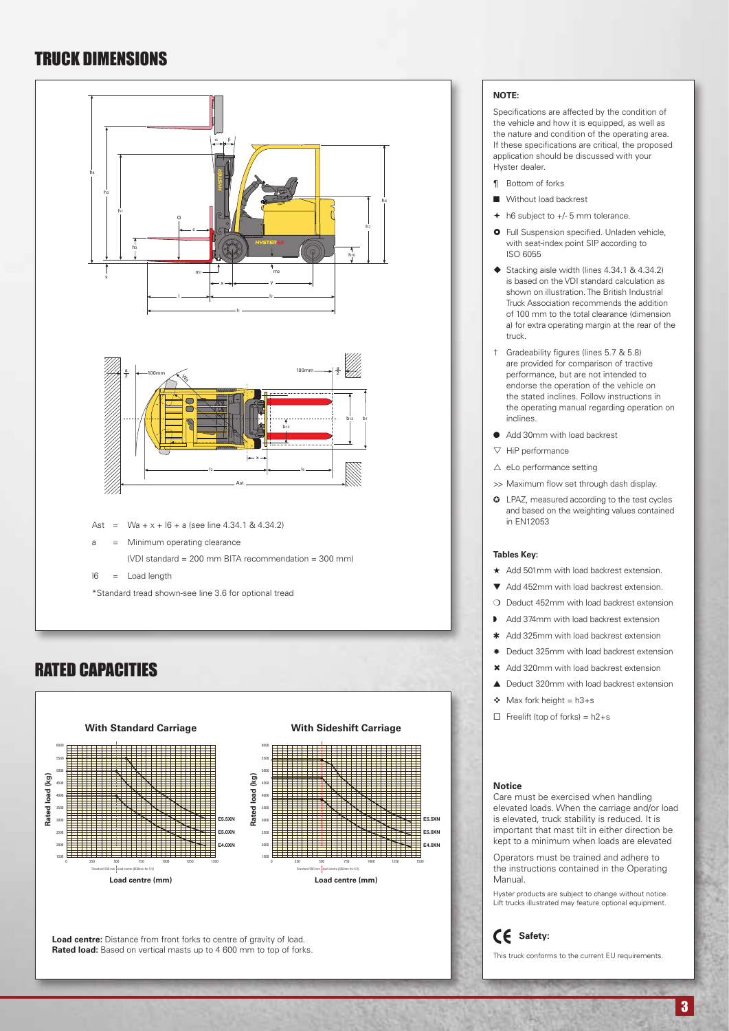# TRUCK DIMENSIONS

Ast = Wa + x + l6 + a (see line 4.34.1 & 4.34.2)

a = Minimum operating clearance

(VDI standard = 200 mm BITA recommendation = 300 mm)

l6 = Load length

*Standard tread shown-see line 3.6 for optional tread

**NOTE:**

Specifications are affected by the condition of the vehicle and how it is equipped, as well as the nature and condition of the operating area. If these specifications are critical, the proposed application should be discussed with your Hyster dealer.

- ¶ Bottom of forks
- ■ Without load backrest
- ✦ h6 subject to +/- 5 mm tolerance.
- ✪ Full Suspension specified. Unladen vehicle, with seat-index point SIP according to ISO 6055
- ◆ Stacking aisle width (lines 4.34.1 & 4.34.2) is based on the VDI standard calculation as shown on illustration. The British Industrial Truck Association recommends the addition of 100 mm to the total clearance (dimension a) for extra operating margin at the rear of the truck.
- † Gradeability figures (lines 5.7 & 5.8) are provided for comparison of tractive performance, but are not intended to endorse the operation of the vehicle on the stated inclines. Follow instructions in the operating manual regarding operation on inclines.
- ● Add 30mm with load backrest
- ▽ HiP performance
- △ eLo performance setting
- >> Maximum flow set through dash display.
- ✪ LPAZ, measured according to the test cycles and based on the weighting values contained in EN12053

**Tables Key:**

- ★ Add 501mm with load backrest extension.
- ▼ Add 452mm with load backrest extension.
- ❍ Deduct 452mm with load backrest extension
- ◗ Add 374mm with load backrest extension
- ✱ Add 325mm with load backrest extension
- ✷ Deduct 325mm with load backrest extension
- ✖ Add 320mm with load backrest extension
- ▲ Deduct 320mm with load backrest extension
- ❖ Max fork height = h3+s
- ☐ Freelift (top of forks) = h2+s

**Notice**

Care must be exercised when handling elevated loads. When the carriage and/or load is elevated, truck stability is reduced. It is important that mast tilt in either direction be kept to a minimum when loads are elevated

Operators must be trained and adhere to the instructions contained in the Operating Manual.

Hyster products are subject to change without notice. Lift trucks illustrated may feature optional equipment.

**CE Safety:**

This truck conforms to the current EU requirements.

# RATED CAPACITIES

**With Standard Carriage** — Rated load (kg) vs Load centre (mm): E5.5XN, E5.0XN, E4.0XN

**With Sideshift Carriage** — Rated load (kg) vs Load centre (mm): E5.5XN, E5.0XN, E4.0XN

**Load centre:** Distance from front forks to centre of gravity of load.
**Rated load:** Based on vertical masts up to 4 600 mm to top of forks.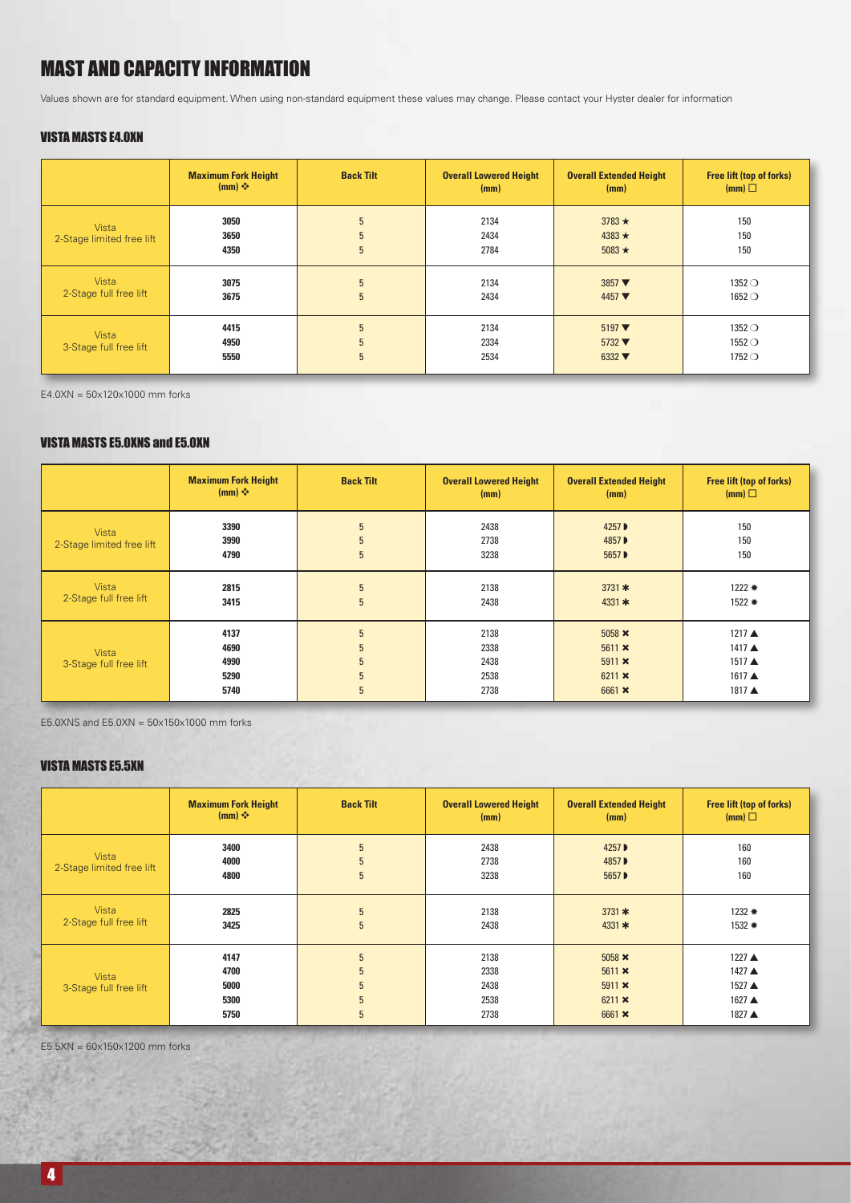# MAST AND CAPACITY INFORMATION

Values shown are for standard equipment. When using non-standard equipment these values may change. Please contact your Hyster dealer for information

## VISTA MASTS E4.0XN

| | Maximum Fork Height (mm) ❖ | Back Tilt | Overall Lowered Height (mm) | Overall Extended Height (mm) | Free lift (top of forks) (mm) ☐ |
|---|---|---|---|---|---|
| Vista 2-Stage limited free lift | 3050<br>3650<br>4350 | 5<br>5<br>5 | 2134<br>2434<br>2784 | 3783 ★<br>4383 ★<br>5083 ★ | 150<br>150<br>150 |
| Vista 2-Stage full free lift | 3075<br>3675 | 5<br>5 | 2134<br>2434 | 3857 ▼<br>4457 ▼ | 1352 ❍<br>1652 ❍ |
| Vista 3-Stage full free lift | 4415<br>4950<br>5550 | 5<br>5<br>5 | 2134<br>2334<br>2534 | 5197 ▼<br>5732 ▼<br>6332 ▼ | 1352 ❍<br>1552 ❍<br>1752 ❍ |

E4.0XN = 50x120x1000 mm forks

## VISTA MASTS E5.0XNS and E5.0XN

| | Maximum Fork Height (mm) ❖ | Back Tilt | Overall Lowered Height (mm) | Overall Extended Height (mm) | Free lift (top of forks) (mm) ☐ |
|---|---|---|---|---|---|
| Vista 2-Stage limited free lift | 3390<br>3990<br>4790 | 5<br>5<br>5 | 2438<br>2738<br>3238 | 4257 ◗<br>4857 ◗<br>5657 ◗ | 150<br>150<br>150 |
| Vista 2-Stage full free lift | 2815<br>3415 | 5<br>5 | 2138<br>2438 | 3731 ✱<br>4331 ✱ | 1222 ✹<br>1522 ✹ |
| Vista 3-Stage full free lift | 4137<br>4690<br>4990<br>5290<br>5740 | 5<br>5<br>5<br>5<br>5 | 2138<br>2338<br>2438<br>2538<br>2738 | 5058 ✖<br>5611 ✖<br>5911 ✖<br>6211 ✖<br>6661 ✖ | 1217 ▲<br>1417 ▲<br>1517 ▲<br>1617 ▲<br>1817 ▲ |

E5.0XNS and E5.0XN = 50x150x1000 mm forks

## VISTA MASTS E5.5XN

| | Maximum Fork Height (mm) ❖ | Back Tilt | Overall Lowered Height (mm) | Overall Extended Height (mm) | Free lift (top of forks) (mm) ☐ |
|---|---|---|---|---|---|
| Vista 2-Stage limited free lift | 3400<br>4000<br>4800 | 5<br>5<br>5 | 2438<br>2738<br>3238 | 4257 ◗<br>4857 ◗<br>5657 ◗ | 160<br>160<br>160 |
| Vista 2-Stage full free lift | 2825<br>3425 | 5<br>5 | 2138<br>2438 | 3731 ✱<br>4331 ✱ | 1232 ✹<br>1532 ✹ |
| Vista 3-Stage full free lift | 4147<br>4700<br>5000<br>5300<br>5750 | 5<br>5<br>5<br>5<br>5 | 2138<br>2338<br>2438<br>2538<br>2738 | 5058 ✖<br>5611 ✖<br>5911 ✖<br>6211 ✖<br>6661 ✖ | 1227 ▲<br>1427 ▲<br>1527 ▲<br>1627 ▲<br>1827 ▲ |

E5.5XN = 60x150x1200 mm forks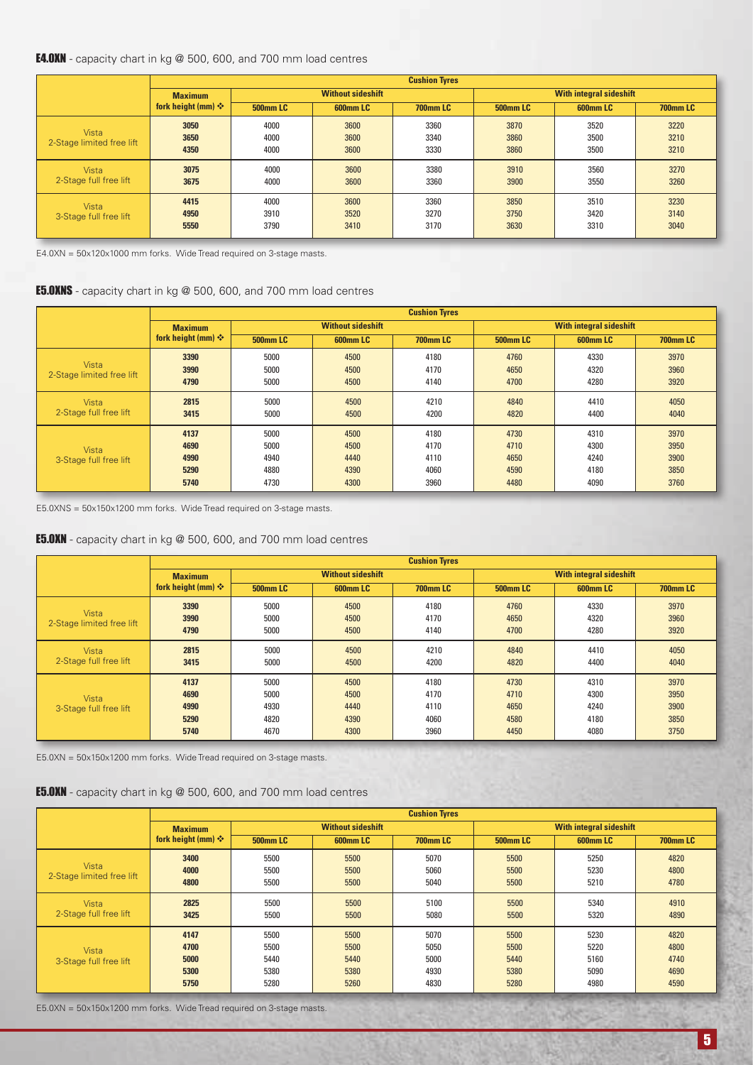## E4.0XN - capacity chart in kg @ 500, 600, and 700 mm load centres

| | Cushion Tyres | | | | | | |
|---|---|---|---|---|---|---|---|
| | Maximum fork height (mm) ❖ | Without sideshift | | | With integral sideshift | | |
| | | 500mm LC | 600mm LC | 700mm LC | 500mm LC | 600mm LC | 700mm LC |
| Vista 2-Stage limited free lift | 3050 | 4000 | 3600 | 3360 | 3870 | 3520 | 3220 |
| | 3650 | 4000 | 3600 | 3340 | 3860 | 3500 | 3210 |
| | 4350 | 4000 | 3600 | 3330 | 3860 | 3500 | 3210 |
| Vista 2-Stage full free lift | 3075 | 4000 | 3600 | 3380 | 3910 | 3560 | 3270 |
| | 3675 | 4000 | 3600 | 3360 | 3900 | 3550 | 3260 |
| Vista 3-Stage full free lift | 4415 | 4000 | 3600 | 3360 | 3850 | 3510 | 3230 |
| | 4950 | 3910 | 3520 | 3270 | 3750 | 3420 | 3140 |
| | 5550 | 3790 | 3410 | 3170 | 3630 | 3310 | 3040 |

E4.0XN = 50x120x1000 mm forks. Wide Tread required on 3-stage masts.

## E5.0XNS - capacity chart in kg @ 500, 600, and 700 mm load centres

| | Cushion Tyres | | | | | | |
|---|---|---|---|---|---|---|---|
| | Maximum fork height (mm) ❖ | Without sideshift | | | With integral sideshift | | |
| | | 500mm LC | 600mm LC | 700mm LC | 500mm LC | 600mm LC | 700mm LC |
| Vista 2-Stage limited free lift | 3390 | 5000 | 4500 | 4180 | 4760 | 4330 | 3970 |
| | 3990 | 5000 | 4500 | 4170 | 4650 | 4320 | 3960 |
| | 4790 | 5000 | 4500 | 4140 | 4700 | 4280 | 3920 |
| Vista 2-Stage full free lift | 2815 | 5000 | 4500 | 4210 | 4840 | 4410 | 4050 |
| | 3415 | 5000 | 4500 | 4200 | 4820 | 4400 | 4040 |
| Vista 3-Stage full free lift | 4137 | 5000 | 4500 | 4180 | 4730 | 4310 | 3970 |
| | 4690 | 5000 | 4500 | 4170 | 4710 | 4300 | 3950 |
| | 4990 | 4940 | 4440 | 4110 | 4650 | 4240 | 3900 |
| | 5290 | 4880 | 4390 | 4060 | 4590 | 4180 | 3850 |
| | 5740 | 4730 | 4300 | 3960 | 4480 | 4090 | 3760 |

E5.0XNS = 50x150x1200 mm forks. Wide Tread required on 3-stage masts.

## E5.0XN - capacity chart in kg @ 500, 600, and 700 mm load centres

| | Cushion Tyres | | | | | | |
|---|---|---|---|---|---|---|---|
| | Maximum fork height (mm) ❖ | Without sideshift | | | With integral sideshift | | |
| | | 500mm LC | 600mm LC | 700mm LC | 500mm LC | 600mm LC | 700mm LC |
| Vista 2-Stage limited free lift | 3390 | 5000 | 4500 | 4180 | 4760 | 4330 | 3970 |
| | 3990 | 5000 | 4500 | 4170 | 4650 | 4320 | 3960 |
| | 4790 | 5000 | 4500 | 4140 | 4700 | 4280 | 3920 |
| Vista 2-Stage full free lift | 2815 | 5000 | 4500 | 4210 | 4840 | 4410 | 4050 |
| | 3415 | 5000 | 4500 | 4200 | 4820 | 4400 | 4040 |
| Vista 3-Stage full free lift | 4137 | 5000 | 4500 | 4180 | 4730 | 4310 | 3970 |
| | 4690 | 5000 | 4500 | 4170 | 4710 | 4300 | 3950 |
| | 4990 | 4930 | 4440 | 4110 | 4650 | 4240 | 3900 |
| | 5290 | 4820 | 4390 | 4060 | 4580 | 4180 | 3850 |
| | 5740 | 4670 | 4300 | 3960 | 4450 | 4080 | 3750 |

E5.0XN = 50x150x1200 mm forks. Wide Tread required on 3-stage masts.

## E5.0XN - capacity chart in kg @ 500, 600, and 700 mm load centres

| | Cushion Tyres | | | | | | |
|---|---|---|---|---|---|---|---|
| | Maximum fork height (mm) ❖ | Without sideshift | | | With integral sideshift | | |
| | | 500mm LC | 600mm LC | 700mm LC | 500mm LC | 600mm LC | 700mm LC |
| Vista 2-Stage limited free lift | 3400 | 5500 | 5500 | 5070 | 5500 | 5250 | 4820 |
| | 4000 | 5500 | 5500 | 5060 | 5500 | 5230 | 4800 |
| | 4800 | 5500 | 5500 | 5040 | 5500 | 5210 | 4780 |
| Vista 2-Stage full free lift | 2825 | 5500 | 5500 | 5100 | 5500 | 5340 | 4910 |
| | 3425 | 5500 | 5500 | 5080 | 5500 | 5320 | 4890 |
| Vista 3-Stage full free lift | 4147 | 5500 | 5500 | 5070 | 5500 | 5230 | 4820 |
| | 4700 | 5500 | 5500 | 5050 | 5500 | 5220 | 4800 |
| | 5000 | 5440 | 5440 | 5000 | 5440 | 5160 | 4740 |
| | 5300 | 5380 | 5380 | 4930 | 5380 | 5090 | 4690 |
| | 5750 | 5280 | 5260 | 4830 | 5280 | 4980 | 4590 |

E5.0XN = 50x150x1200 mm forks. Wide Tread required on 3-stage masts.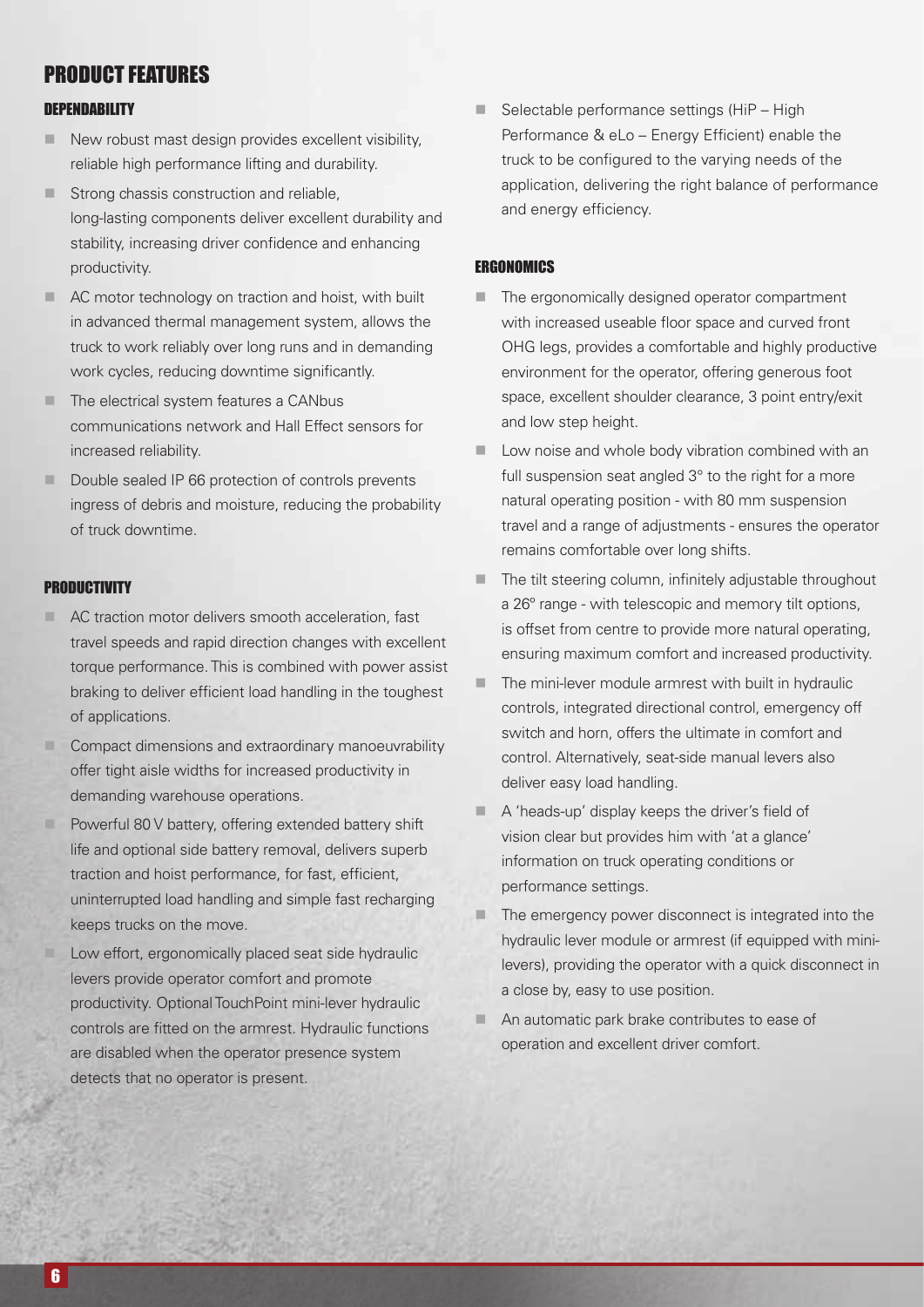# PRODUCT FEATURES

## DEPENDABILITY

- New robust mast design provides excellent visibility, reliable high performance lifting and durability.
- Strong chassis construction and reliable, long-lasting components deliver excellent durability and stability, increasing driver confidence and enhancing productivity.
- AC motor technology on traction and hoist, with built in advanced thermal management system, allows the truck to work reliably over long runs and in demanding work cycles, reducing downtime significantly.
- The electrical system features a CANbus communications network and Hall Effect sensors for increased reliability.
- Double sealed IP 66 protection of controls prevents ingress of debris and moisture, reducing the probability of truck downtime.

## PRODUCTIVITY

- AC traction motor delivers smooth acceleration, fast travel speeds and rapid direction changes with excellent torque performance. This is combined with power assist braking to deliver efficient load handling in the toughest of applications.
- Compact dimensions and extraordinary manoeuvrability offer tight aisle widths for increased productivity in demanding warehouse operations.
- Powerful 80 V battery, offering extended battery shift life and optional side battery removal, delivers superb traction and hoist performance, for fast, efficient, uninterrupted load handling and simple fast recharging keeps trucks on the move.
- Low effort, ergonomically placed seat side hydraulic levers provide operator comfort and promote productivity. Optional TouchPoint mini-lever hydraulic controls are fitted on the armrest. Hydraulic functions are disabled when the operator presence system detects that no operator is present.
- Selectable performance settings (HiP – High Performance & eLo – Energy Efficient) enable the truck to be configured to the varying needs of the application, delivering the right balance of performance and energy efficiency.

## ERGONOMICS

- The ergonomically designed operator compartment with increased useable floor space and curved front OHG legs, provides a comfortable and highly productive environment for the operator, offering generous foot space, excellent shoulder clearance, 3 point entry/exit and low step height.
- Low noise and whole body vibration combined with an full suspension seat angled 3° to the right for a more natural operating position - with 80 mm suspension travel and a range of adjustments - ensures the operator remains comfortable over long shifts.
- The tilt steering column, infinitely adjustable throughout a 26° range - with telescopic and memory tilt options, is offset from centre to provide more natural operating, ensuring maximum comfort and increased productivity.
- The mini-lever module armrest with built in hydraulic controls, integrated directional control, emergency off switch and horn, offers the ultimate in comfort and control. Alternatively, seat-side manual levers also deliver easy load handling.
- A 'heads-up' display keeps the driver's field of vision clear but provides him with 'at a glance' information on truck operating conditions or performance settings.
- The emergency power disconnect is integrated into the hydraulic lever module or armrest (if equipped with mini-levers), providing the operator with a quick disconnect in a close by, easy to use position.
- An automatic park brake contributes to ease of operation and excellent driver comfort.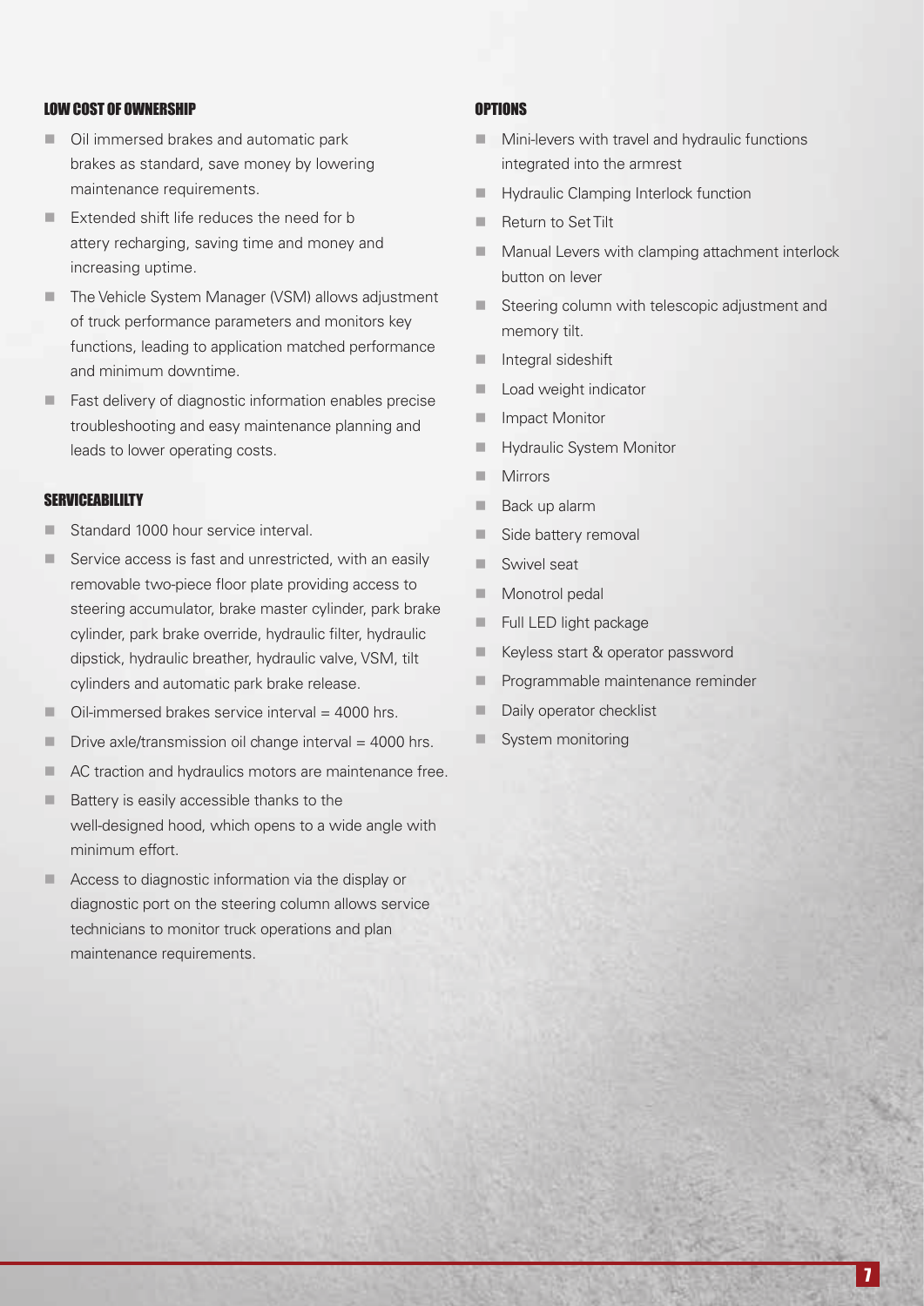## LOW COST OF OWNERSHIP

- Oil immersed brakes and automatic park brakes as standard, save money by lowering maintenance requirements.
- Extended shift life reduces the need for b attery recharging, saving time and money and increasing uptime.
- The Vehicle System Manager (VSM) allows adjustment of truck performance parameters and monitors key functions, leading to application matched performance and minimum downtime.
- Fast delivery of diagnostic information enables precise troubleshooting and easy maintenance planning and leads to lower operating costs.

## SERVICEABILILTY

- Standard 1000 hour service interval.
- Service access is fast and unrestricted, with an easily removable two-piece floor plate providing access to steering accumulator, brake master cylinder, park brake cylinder, park brake override, hydraulic filter, hydraulic dipstick, hydraulic breather, hydraulic valve, VSM, tilt cylinders and automatic park brake release.
- Oil-immersed brakes service interval = 4000 hrs.
- Drive axle/transmission oil change interval = 4000 hrs.
- AC traction and hydraulics motors are maintenance free.
- Battery is easily accessible thanks to the well-designed hood, which opens to a wide angle with minimum effort.
- Access to diagnostic information via the display or diagnostic port on the steering column allows service technicians to monitor truck operations and plan maintenance requirements.

## OPTIONS

- Mini-levers with travel and hydraulic functions integrated into the armrest
- Hydraulic Clamping Interlock function
- Return to Set Tilt
- Manual Levers with clamping attachment interlock button on lever
- Steering column with telescopic adjustment and memory tilt.
- Integral sideshift
- Load weight indicator
- Impact Monitor
- Hydraulic System Monitor
- Mirrors
- Back up alarm
- Side battery removal
- Swivel seat
- Monotrol pedal
- Full LED light package
- Keyless start & operator password
- Programmable maintenance reminder
- Daily operator checklist
- System monitoring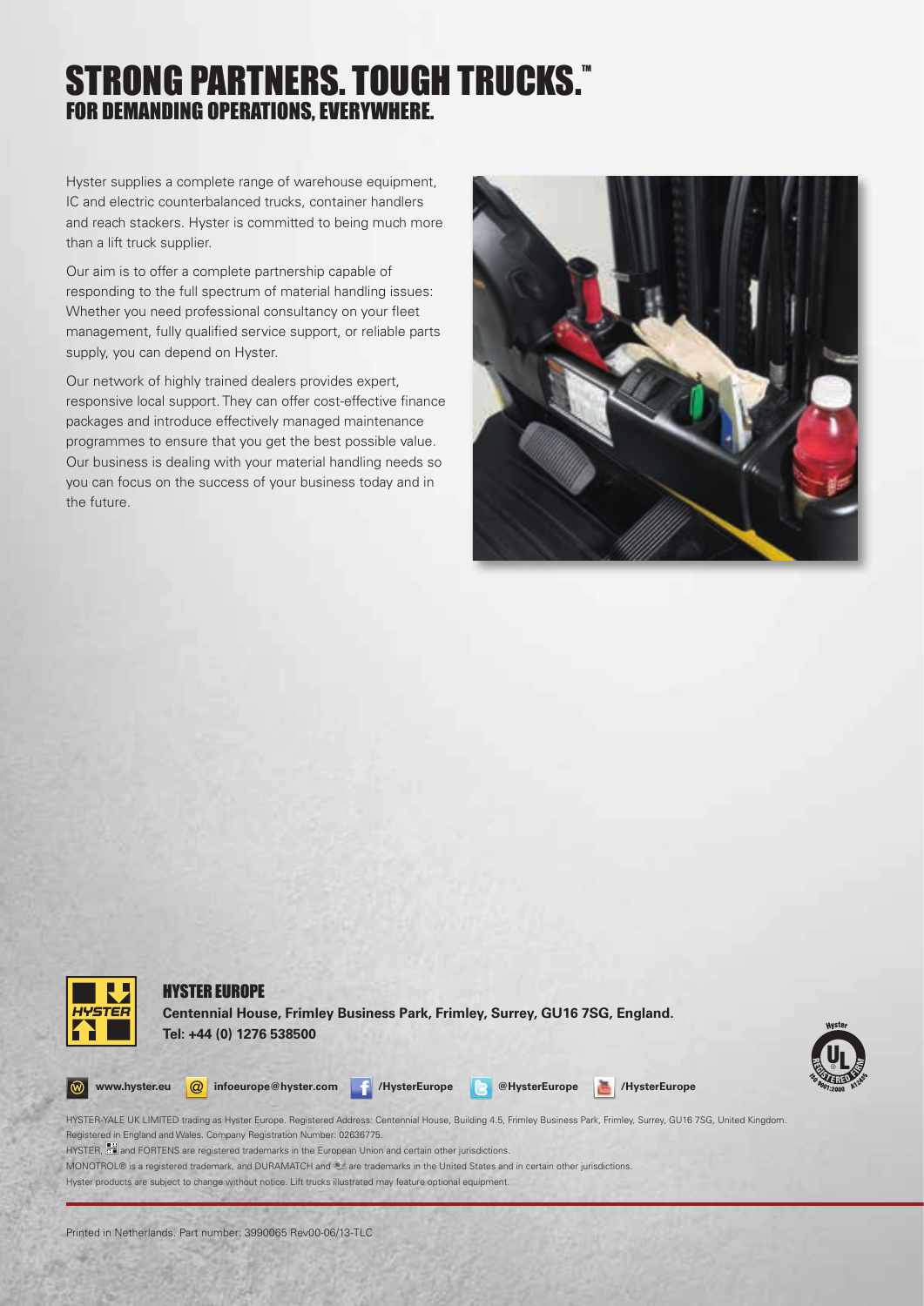# STRONG PARTNERS. TOUGH TRUCKS.™

## FOR DEMANDING OPERATIONS, EVERYWHERE.

Hyster supplies a complete range of warehouse equipment, IC and electric counterbalanced trucks, container handlers and reach stackers. Hyster is committed to being much more than a lift truck supplier.

Our aim is to offer a complete partnership capable of responding to the full spectrum of material handling issues: Whether you need professional consultancy on your fleet management, fully qualified service support, or reliable parts supply, you can depend on Hyster.

Our network of highly trained dealers provides expert, responsive local support. They can offer cost-effective finance packages and introduce effectively managed maintenance programmes to ensure that you get the best possible value. Our business is dealing with your material handling needs so you can focus on the success of your business today and in the future.

### HYSTER EUROPE

**Centennial House, Frimley Business Park, Frimley, Surrey, GU16 7SG, England.**
**Tel: +44 (0) 1276 538500**

**www.hyster.eu** **infoeurope@hyster.com** **/HysterEurope** **@HysterEurope** **/HysterEurope**

HYSTER-YALE UK LIMITED trading as Hyster Europe. Registered Address: Centennial House, Building 4.5, Frimley Business Park, Frimley, Surrey, GU16 7SG, United Kingdom. Registered in England and Wales. Company Registration Number: 02636775.

HYSTER, and FORTENS are registered trademarks in the European Union and certain other jurisdictions.

MONOTROL® is a registered trademark, and DURAMATCH and are trademarks in the United States and in certain other jurisdictions.

Hyster products are subject to change without notice. Lift trucks illustrated may feature optional equipment.

Printed in Netherlands. Part number: 3990065 Rev00-06/13-TLC